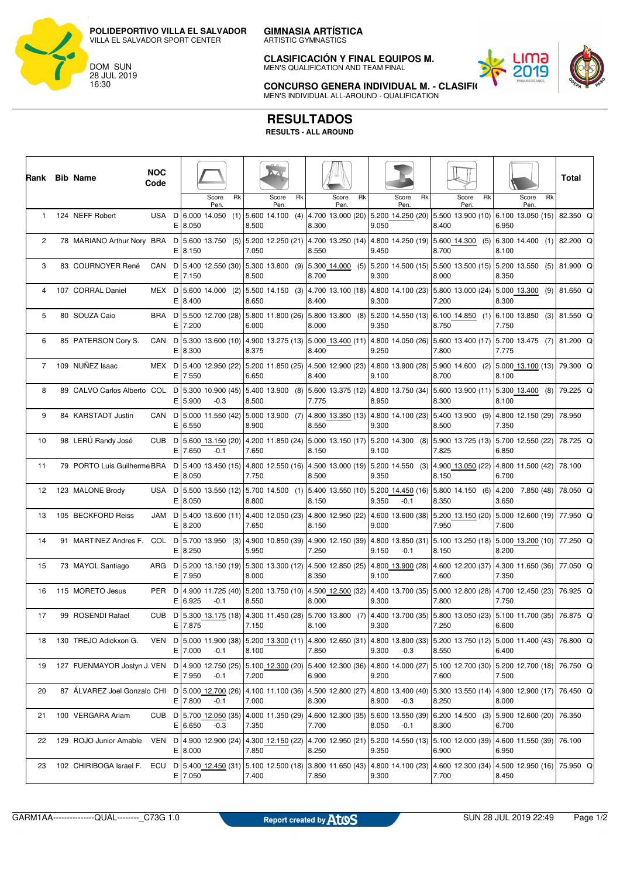**POLIDEPORTIVO VILLA EL SALVADOR**
VILLA EL SALVADOR SPORT CENTER

DOM SUN
28 JUL 2019
16:30

**GIMNASIA ARTÍSTICA**
ARTISTIC GYMNASTICS

**CLASIFICACIÓN Y FINAL EQUIPOS M.**
MEN'S QUALIFICATION AND TEAM FINAL

**CONCURSO GENERA INDIVIDUAL M. - CLASIFI**
MEN'S INDIVIDUAL ALL-AROUND - QUALIFICATION

# RESULTADOS

**RESULTS - ALL AROUND**

| Rank | Bib | Name | NOC Code | | Floor Score Pen. (Rk) | Pommel Horse Score Pen. (Rk) | Rings Score Pen. (Rk) | Vault Score Pen. (Rk) | Parallel Bars Score Pen. (Rk) | Horizontal Bar Score Pen. (Rk) | Total |
|---|---|---|---|---|---|---|---|---|---|---|---|
| 1 | 124 | NEFF Robert | USA | D | 6.000 14.050 (1) | 5.600 14.100 (4) | 4.700 13.000 (20) | 5.200 14.250 (20) | 5.500 13.900 (10) | 6.100 13.050 (15) | 82.350 Q |
| | | | | E | 8.050 | 8.500 | 8.300 | 9.050 | 8.400 | 6.950 | |
| 2 | 78 | MARIANO Arthur Nory | BRA | D | 5.600 13.750 (5) | 5.200 12.250 (21) | 4.700 13.250 (14) | 4.800 14.250 (19) | 5.600 14.300 (5) | 6.300 14.400 (1) | 82.200 Q |
| | | | | E | 8.150 | 7.050 | 8.550 | 9.450 | 8.700 | 8.100 | |
| 3 | 83 | COURNOYER René | CAN | D | 5.400 12.550 (30) | 5.300 13.800 (9) | 5.300 14.000 (5) | 5.200 14.500 (15) | 5.500 13.500 (15) | 5.200 13.550 (5) | 81.900 Q |
| | | | | E | 7.150 | 8.500 | 8.700 | 9.300 | 8.000 | 8.350 | |
| 4 | 107 | CORRAL Daniel | MEX | D | 5.600 14.000 (2) | 5.500 14.150 (3) | 4.700 13.100 (18) | 4.800 14.100 (23) | 5.800 13.000 (24) | 5.000 13.300 (9) | 81.650 Q |
| | | | | E | 8.400 | 8.650 | 8.400 | 9.300 | 7.200 | 8.300 | |
| 5 | 80 | SOUZA Caio | BRA | D | 5.500 12.700 (28) | 5.800 11.800 (26) | 5.800 13.800 (8) | 5.200 14.550 (13) | 6.100 14.850 (1) | 6.100 13.850 (3) | 81.550 Q |
| | | | | E | 7.200 | 6.000 | 8.000 | 9.350 | 8.750 | 7.750 | |
| 6 | 85 | PATERSON Cory S. | CAN | D | 5.300 13.600 (10) | 4.900 13.275 (13) | 5.000 13.400 (11) | 4.800 14.050 (26) | 5.600 13.400 (17) | 5.700 13.475 (7) | 81.200 Q |
| | | | | E | 8.300 | 8.375 | 8.400 | 9.250 | 7.800 | 7.775 | |
| 7 | 109 | NUÑEZ Isaac | MEX | D | 5.400 12.950 (22) | 5.200 11.850 (25) | 4.500 12.900 (23) | 4.800 13.900 (28) | 5.900 14.600 (2) | 5.000 13.100 (13) | 79.300 Q |
| | | | | E | 7.550 | 6.650 | 8.400 | 9.100 | 8.700 | 8.100 | |
| 8 | 89 | CALVO Carlos Alberto | COL | D | 5.300 10.900 (45) | 5.400 13.900 (8) | 5.600 13.375 (12) | 4.800 13.750 (34) | 5.600 13.900 (11) | 5.300 13.400 (8) | 79.225 Q |
| | | | | E | 5.900 -0.3 | 8.500 | 7.775 | 8.950 | 8.300 | 8.100 | |
| 9 | 84 | KARSTADT Justin | CAN | D | 5.000 11.550 (42) | 5.000 13.900 (7) | 4.800 13.350 (13) | 4.800 14.100 (23) | 5.400 13.900 (9) | 4.800 12.150 (29) | 78.950 |
| | | | | E | 6.550 | 8.900 | 8.550 | 9.300 | 8.500 | 7.350 | |
| 10 | 98 | LERÚ Randy José | CUB | D | 5.600 13.150 (20) | 4.200 11.850 (24) | 5.000 13.150 (17) | 5.200 14.300 (8) | 5.900 13.725 (13) | 5.700 12.550 (22) | 78.725 Q |
| | | | | E | 7.650 -0.1 | 7.650 | 8.150 | 9.100 | 7.825 | 6.850 | |
| 11 | 79 | PORTO Luis Guilherme | BRA | D | 5.400 13.450 (15) | 4.800 12.550 (16) | 4.500 13.000 (19) | 5.200 14.550 (3) | 4.900 13.050 (22) | 4.800 11.500 (42) | 78.100 |
| | | | | E | 8.050 | 7.750 | 8.500 | 9.350 | 8.150 | 6.700 | |
| 12 | 123 | MALONE Brody | USA | D | 5.500 13.550 (12) | 5.700 14.500 (1) | 5.400 13.550 (10) | 5.200 14.450 (16) | 5.800 14.150 (6) | 4.200 7.850 (48) | 78.050 Q |
| | | | | E | 8.050 | 8.800 | 8.150 | 9.350 -0.1 | 8.350 | 3.650 | |
| 13 | 105 | BECKFORD Reiss | JAM | D | 5.400 13.600 (11) | 4.400 12.050 (23) | 4.800 12.950 (22) | 4.600 13.600 (38) | 5.200 13.150 (20) | 5.000 12.600 (19) | 77.950 Q |
| | | | | E | 8.200 | 7.650 | 8.150 | 9.000 | 7.950 | 7.600 | |
| 14 | 91 | MARTINEZ Andres F. | COL | D | 5.700 13.950 (3) | 4.900 10.850 (39) | 4.900 12.150 (39) | 4.800 13.850 (31) | 5.100 13.250 (18) | 5.000 13.200 (10) | 77.250 Q |
| | | | | E | 8.250 | 5.950 | 7.250 | 9.150 -0.1 | 8.150 | 8.200 | |
| 15 | 73 | MAYOL Santiago | ARG | D | 5.200 13.150 (19) | 5.300 13.300 (12) | 4.500 12.850 (25) | 4.800 13.900 (28) | 4.600 12.200 (37) | 4.300 11.650 (36) | 77.050 Q |
| | | | | E | 7.950 | 8.000 | 8.350 | 9.100 | 7.600 | 7.350 | |
| 16 | 115 | MORETO Jesus | PER | D | 4.900 11.725 (40) | 5.200 13.750 (10) | 4.500 12.500 (32) | 4.400 13.700 (35) | 5.000 12.800 (28) | 4.700 12.450 (23) | 76.925 Q |
| | | | | E | 6.925 -0.1 | 8.550 | 8.000 | 9.300 | 7.800 | 7.750 | |
| 17 | 99 | ROSENDI Rafael | CUB | D | 5.300 13.175 (18) | 4.300 11.450 (28) | 5.700 13.800 (7) | 4.400 13.700 (35) | 5.800 13.050 (23) | 5.100 11.700 (35) | 76.875 Q |
| | | | | E | 7.875 | 7.150 | 8.100 | 9.300 | 7.250 | 6.600 | |
| 18 | 130 | TREJO Adickxon G. | VEN | D | 5.000 11.900 (38) | 5.200 13.300 (11) | 4.800 12.650 (31) | 4.800 13.800 (33) | 5.200 13.750 (12) | 5.000 11.400 (43) | 76.800 Q |
| | | | | E | 7.000 -0.1 | 8.100 | 7.850 | 9.300 -0.3 | 8.550 | 6.400 | |
| 19 | 127 | FUENMAYOR Jostyn J. | VEN | D | 4.900 12.750 (25) | 5.100 12.300 (20) | 5.400 12.300 (36) | 4.800 14.000 (27) | 5.100 12.700 (30) | 5.200 12.700 (18) | 76.750 Q |
| | | | | E | 7.950 -0.1 | 7.200 | 6.900 | 9.200 | 7.600 | 7.500 | |
| 20 | 87 | ÁLVAREZ Joel Gonzalo | CHI | D | 5.000 12.700 (26) | 4.100 11.100 (36) | 4.500 12.800 (27) | 4.800 13.400 (40) | 5.300 13.550 (14) | 4.900 12.900 (17) | 76.450 Q |
| | | | | E | 7.800 -0.1 | 7.000 | 8.300 | 8.900 -0.3 | 8.250 | 8.000 | |
| 21 | 100 | VERGARA Ariam | CUB | D | 5.700 12.050 (35) | 4.000 11.350 (29) | 4.600 12.300 (35) | 5.600 13.550 (39) | 6.200 14.500 (3) | 5.900 12.600 (20) | 76.350 |
| | | | | E | 6.650 -0.3 | 7.350 | 7.700 | 8.050 -0.1 | 8.300 | 6.700 | |
| 22 | 129 | ROJO Junior Amable | VEN | D | 4.900 12.900 (24) | 4.300 12.150 (22) | 4.700 12.950 (21) | 5.200 14.550 (13) | 5.100 12.000 (39) | 4.600 11.550 (39) | 76.100 |
| | | | | E | 8.000 | 7.850 | 8.250 | 9.350 | 6.900 | 6.950 | |
| 23 | 102 | CHIRIBOGA Israel F. | ECU | D | 5.400 12.450 (31) | 5.100 12.500 (18) | 3.800 11.650 (43) | 4.800 14.100 (23) | 4.600 12.300 (34) | 4.500 12.950 (16) | 75.950 Q |
| | | | | E | 7.050 | 7.400 | 7.850 | 9.300 | 7.700 | 8.450 | |

GARM1AA--------------QUAL--------_C73G 1.0 — Report created by Atos — SUN 28 JUL 2019 22:49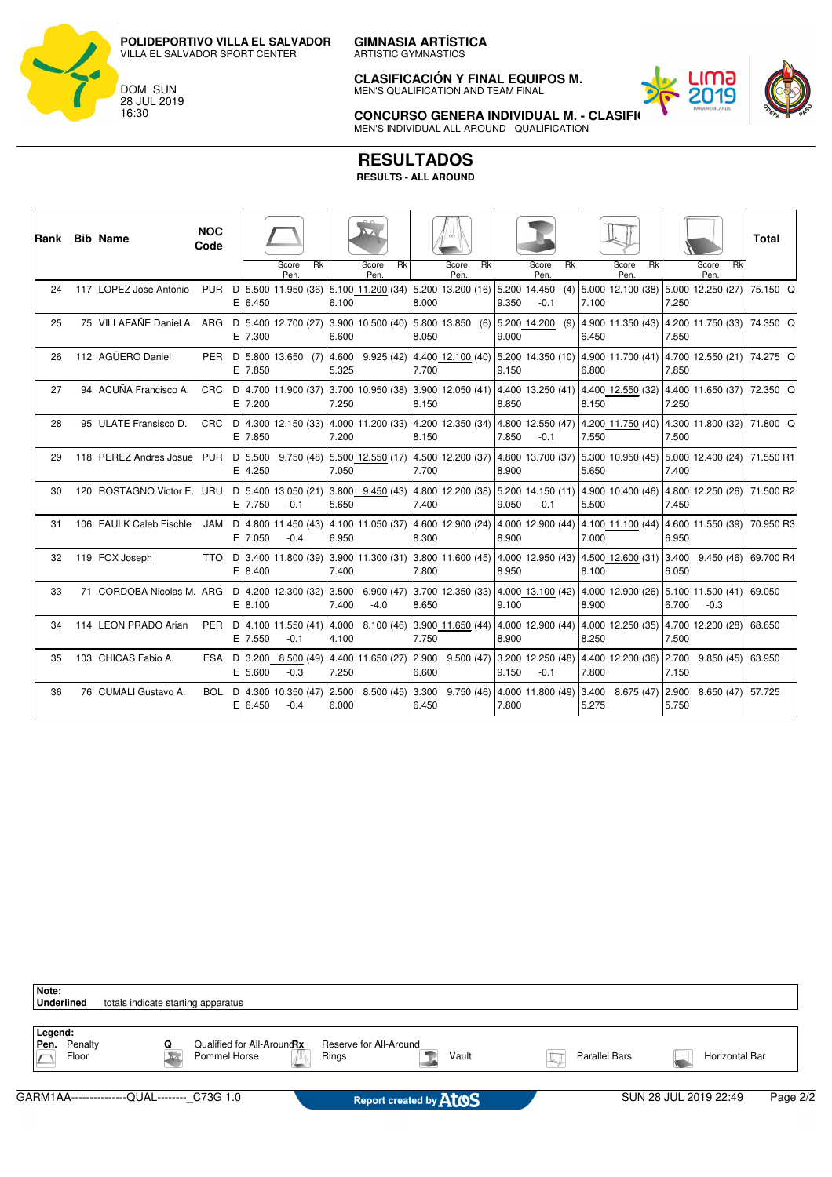**POLIDEPORTIVO VILLA EL SALVADOR**
VILLA EL SALVADOR SPORT CENTER

DOM SUN
28 JUL 2019
16:30

**GIMNASIA ARTÍSTICA**
ARTISTIC GYMNASTICS

**CLASIFICACIÓN Y FINAL EQUIPOS M.**
MEN'S QUALIFICATION AND TEAM FINAL

**CONCURSO GENERA INDIVIDUAL M. - CLASIFI(**
MEN'S INDIVIDUAL ALL-AROUND - QUALIFICATION

# RESULTADOS

**RESULTS - ALL AROUND**

| Rank | Bib | Name | NOC Code | | Floor Score (Rk) / Pen. | Pommel Horse Score (Rk) / Pen. | Rings Score (Rk) / Pen. | Vault Score (Rk) / Pen. | Parallel Bars Score (Rk) / Pen. | Horizontal Bar Score (Rk) / Pen. | Total |
|---|---|---|---|---|---|---|---|---|---|---|---|
| 24 | 117 | LOPEZ Jose Antonio | PUR | D | 5.500 11.950 (36) | 5.100 <u>11.200</u> (34) | 5.200 13.200 (16) | 5.200 14.450 (4) | 5.000 12.100 (38) | 5.000 12.250 (27) | 75.150 Q |
| | | | | E | 6.450 | 6.100 | 8.000 | 9.350 -0.1 | 7.100 | 7.250 | |
| 25 | 75 | VILLAFAÑE Daniel A. | ARG | D | 5.400 12.700 (27) | 3.900 10.500 (40) | 5.800 13.850 (6) | 5.200 <u>14.200</u> (9) | 4.900 11.350 (43) | 4.200 11.750 (33) | 74.350 Q |
| | | | | E | 7.300 | 6.600 | 8.050 | 9.000 | 6.450 | 7.550 | |
| 26 | 112 | AGÜERO Daniel | PER | D | 5.800 13.650 (7) | 4.600 9.925 (42) | 4.400 <u>12.100</u> (40) | 5.200 14.350 (10) | 4.900 11.700 (41) | 4.700 12.550 (21) | 74.275 Q |
| | | | | E | 7.850 | 5.325 | 7.700 | 9.150 | 6.800 | 7.850 | |
| 27 | 94 | ACUÑA Francisco A. | CRC | D | 4.700 11.900 (37) | 3.700 10.950 (38) | 3.900 12.050 (41) | 4.400 13.250 (41) | 4.400 <u>12.550</u> (32) | 4.400 11.650 (37) | 72.350 Q |
| | | | | E | 7.200 | 7.250 | 8.150 | 8.850 | 8.150 | 7.250 | |
| 28 | 95 | ULATE Fransisco D. | CRC | D | 4.300 12.150 (33) | 4.000 11.200 (33) | 4.200 12.350 (34) | 4.800 12.550 (47) | 4.200 <u>11.750</u> (40) | 4.300 11.800 (32) | 71.800 Q |
| | | | | E | 7.850 | 7.200 | 8.150 | 7.850 -0.1 | 7.550 | 7.500 | |
| 29 | 118 | PEREZ Andres Josue | PUR | D | 5.500 9.750 (48) | 5.500 <u>12.550</u> (17) | 4.500 12.200 (37) | 4.800 13.700 (37) | 5.300 10.950 (45) | 5.000 12.400 (24) | 71.550 R1 |
| | | | | E | 4.250 | 7.050 | 7.700 | 8.900 | 5.650 | 7.400 | |
| 30 | 120 | ROSTAGNO Victor E. | URU | D | 5.400 13.050 (21) | 3.800 <u>9.450</u> (43) | 4.800 12.200 (38) | 5.200 14.150 (11) | 4.900 10.400 (46) | 4.800 12.250 (26) | 71.500 R2 |
| | | | | E | 7.750 -0.1 | 5.650 | 7.400 | 9.050 -0.1 | 5.500 | 7.450 | |
| 31 | 106 | FAULK Caleb Fischle | JAM | D | 4.800 11.450 (43) | 4.100 11.050 (37) | 4.600 12.900 (24) | 4.000 12.900 (44) | 4.100 <u>11.100</u> (44) | 4.600 11.550 (39) | 70.950 R3 |
| | | | | E | 7.050 -0.4 | 6.950 | 8.300 | 8.900 | 7.000 | 6.950 | |
| 32 | 119 | FOX Joseph | TTO | D | 3.400 11.800 (39) | 3.900 11.300 (31) | 3.800 11.600 (45) | 4.000 12.950 (43) | 4.500 <u>12.600</u> (31) | 3.400 9.450 (46) | 69.700 R4 |
| | | | | E | 8.400 | 7.400 | 7.800 | 8.950 | 8.100 | 6.050 | |
| 33 | 71 | CORDOBA Nicolas M. | ARG | D | 4.200 12.300 (32) | 3.500 6.900 (47) | 3.700 12.350 (33) | 4.000 <u>13.100</u> (42) | 4.000 12.900 (26) | 5.100 11.500 (41) | 69.050 |
| | | | | E | 8.100 | 7.400 -4.0 | 8.650 | 9.100 | 8.900 | 6.700 -0.3 | |
| 34 | 114 | LEON PRADO Arian | PER | D | 4.100 11.550 (41) | 4.000 8.100 (46) | 3.900 <u>11.650</u> (44) | 4.000 12.900 (44) | 4.000 12.250 (35) | 4.700 12.200 (28) | 68.650 |
| | | | | E | 7.550 -0.1 | 4.100 | 7.750 | 8.900 | 8.250 | 7.500 | |
| 35 | 103 | CHICAS Fabio A. | ESA | D | 3.200 <u>8.500</u> (49) | 4.400 11.650 (27) | 2.900 9.500 (47) | 3.200 12.250 (48) | 4.400 12.200 (36) | 2.700 9.850 (45) | 63.950 |
| | | | | E | 5.600 -0.3 | 7.250 | 6.600 | 9.150 -0.1 | 7.800 | 7.150 | |
| 36 | 76 | CUMALI Gustavo A. | BOL | D | 4.300 10.350 (47) | 2.500 <u>8.500</u> (45) | 3.300 9.750 (46) | 4.000 11.800 (49) | 3.400 8.675 (47) | 2.900 8.650 (47) | 57.725 |
| | | | | E | 6.450 -0.4 | 6.000 | 6.450 | 7.800 | 5.275 | 5.750 | |

**Note:**
**Underlined** totals indicate starting apparatus

**Legend:**
**Pen.** Penalty
**Q** Qualified for All-Around
**R#** Reserve for All-Around
Floor
Pommel Horse
Rings
Vault
Parallel Bars
Horizontal Bar

GARM1AA---------------QUAL--------_C73G 1.0
Report created by Atos
SUN 28 JUL 2019 22:49